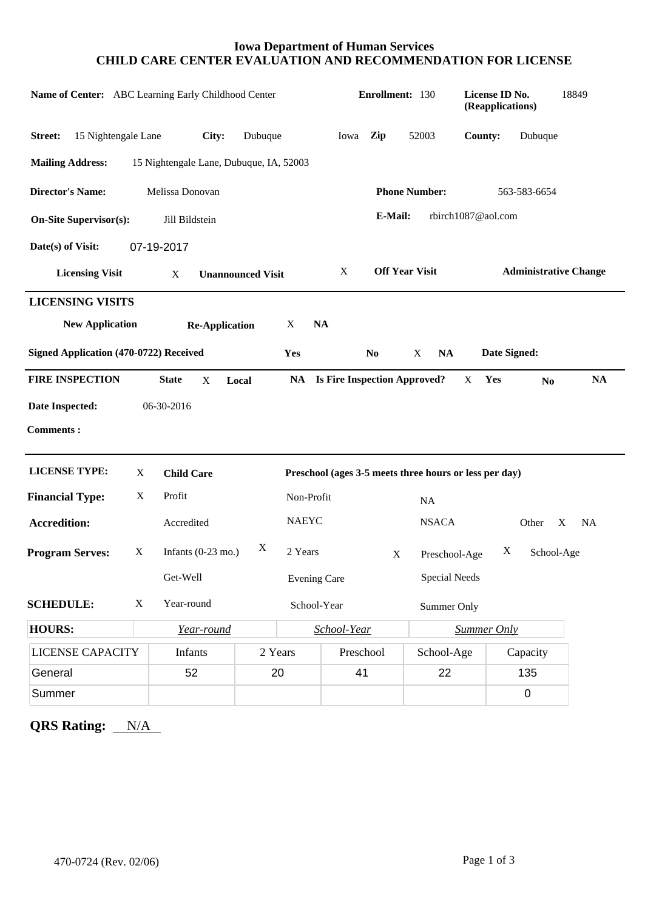# Iowa Department of Human Services
## CHILD CARE CENTER EVALUATION AND RECOMMENDATION FOR LICENSE

**Name of Center:** ABC Learning Early Childhood Center **Enrollment:** 130 **License ID No. (Reapplications)** 18849

**Street:** 15 Nightengale Lane **City:** Dubuque Iowa **Zip** 52003 **County:** Dubuque

**Mailing Address:** 15 Nightengale Lane, Dubuque, IA, 52003

**Director's Name:** Melissa Donovan **Phone Number:** 563-583-6654

**On-Site Supervisor(s):** Jill Bildstein **E-Mail:** rbirch1087@aol.com

**Date(s) of Visit:** 07-19-2017

**Licensing Visit** X **Unannounced Visit** X **Off Year Visit** **Administrative Change**

---

### LICENSING VISITS

**New Application** **Re-Application** X **NA**

**Signed Application (470-0722) Received** **Yes** **No** X **NA** **Date Signed:**

---

**FIRE INSPECTION** **State** X **Local** **NA** **Is Fire Inspection Approved?** X **Yes** **No** **NA**

**Date Inspected:** 06-30-2016

**Comments :**

---

**LICENSE TYPE:** X **Child Care** **Preschool (ages 3-5 meets three hours or less per day)**

**Financial Type:** X Profit Non-Profit NA

**Accreditation:** Accredited NAEYC NSACA Other X NA

**Program Serves:** X Infants (0-23 mo.) X 2 Years X Preschool-Age X School-Age

Get-Well Evening Care Special Needs

**SCHEDULE:** X Year-round School-Year Summer Only

| **HOURS:** | *Year-round* | *School-Year* | *Summer Only* |
|---|---|---|---|
| | | | |

| LICENSE CAPACITY | Infants | 2 Years | Preschool | School-Age | Capacity |
|---|---|---|---|---|---|
| General | 52 | 20 | 41 | 22 | 135 |
| Summer | | | | | 0 |

**QRS Rating:** N/A

470-0724 (Rev. 02/06)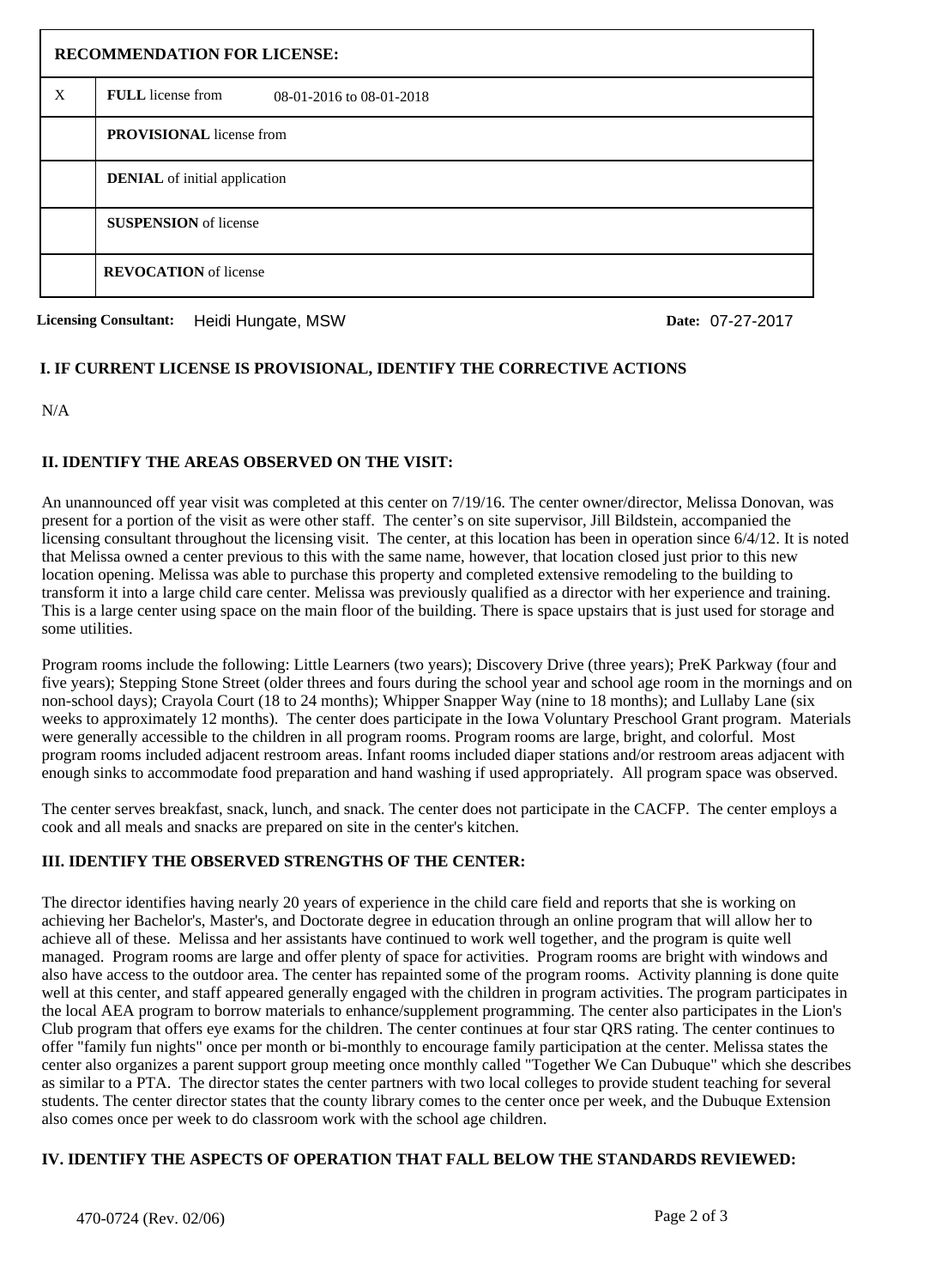| RECOMMENDATION FOR LICENSE: | |
|---|---|
| X | **FULL** license from 08-01-2016 to 08-01-2018 |
| | **PROVISIONAL** license from |
| | **DENIAL** of initial application |
| | **SUSPENSION** of license |
| | **REVOCATION** of license |

**Licensing Consultant:** Heidi Hungate, MSW **Date:** 07-27-2017

## I. IF CURRENT LICENSE IS PROVISIONAL, IDENTIFY THE CORRECTIVE ACTIONS

N/A

## II. IDENTIFY THE AREAS OBSERVED ON THE VISIT:

An unannounced off year visit was completed at this center on 7/19/16. The center owner/director, Melissa Donovan, was present for a portion of the visit as were other staff. The center's on site supervisor, Jill Bildstein, accompanied the licensing consultant throughout the licensing visit. The center, at this location has been in operation since 6/4/12. It is noted that Melissa owned a center previous to this with the same name, however, that location closed just prior to this new location opening. Melissa was able to purchase this property and completed extensive remodeling to the building to transform it into a large child care center. Melissa was previously qualified as a director with her experience and training. This is a large center using space on the main floor of the building. There is space upstairs that is just used for storage and some utilities.

Program rooms include the following: Little Learners (two years); Discovery Drive (three years); PreK Parkway (four and five years); Stepping Stone Street (older threes and fours during the school year and school age room in the mornings and on non-school days); Crayola Court (18 to 24 months); Whipper Snapper Way (nine to 18 months); and Lullaby Lane (six weeks to approximately 12 months). The center does participate in the Iowa Voluntary Preschool Grant program. Materials were generally accessible to the children in all program rooms. Program rooms are large, bright, and colorful. Most program rooms included adjacent restroom areas. Infant rooms included diaper stations and/or restroom areas adjacent with enough sinks to accommodate food preparation and hand washing if used appropriately. All program space was observed.

The center serves breakfast, snack, lunch, and snack. The center does not participate in the CACFP. The center employs a cook and all meals and snacks are prepared on site in the center's kitchen.

## III. IDENTIFY THE OBSERVED STRENGTHS OF THE CENTER:

The director identifies having nearly 20 years of experience in the child care field and reports that she is working on achieving her Bachelor's, Master's, and Doctorate degree in education through an online program that will allow her to achieve all of these. Melissa and her assistants have continued to work well together, and the program is quite well managed. Program rooms are large and offer plenty of space for activities. Program rooms are bright with windows and also have access to the outdoor area. The center has repainted some of the program rooms. Activity planning is done quite well at this center, and staff appeared generally engaged with the children in program activities. The program participates in the local AEA program to borrow materials to enhance/supplement programming. The center also participates in the Lion's Club program that offers eye exams for the children. The center continues at four star QRS rating. The center continues to offer "family fun nights" once per month or bi-monthly to encourage family participation at the center. Melissa states the center also organizes a parent support group meeting once monthly called "Together We Can Dubuque" which she describes as similar to a PTA. The director states the center partners with two local colleges to provide student teaching for several students. The center director states that the county library comes to the center once per week, and the Dubuque Extension also comes once per week to do classroom work with the school age children.

## IV. IDENTIFY THE ASPECTS OF OPERATION THAT FALL BELOW THE STANDARDS REVIEWED:

470-0724 (Rev. 02/06)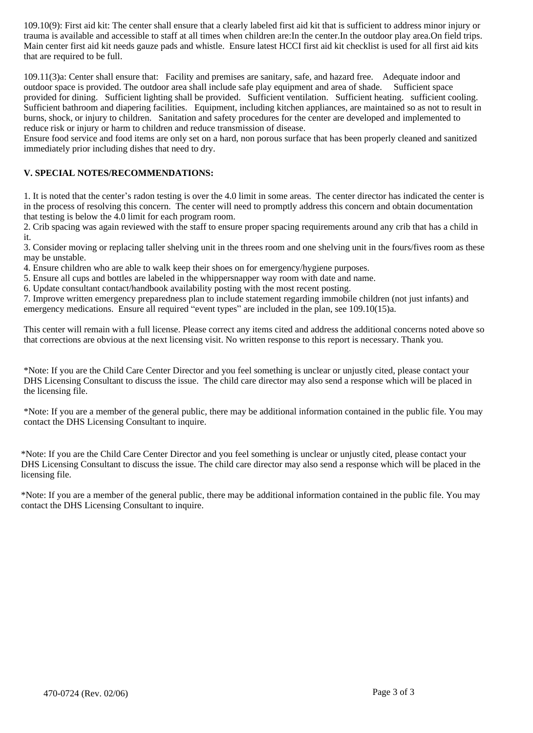109.10(9): First aid kit: The center shall ensure that a clearly labeled first aid kit that is sufficient to address minor injury or trauma is available and accessible to staff at all times when children are:In the center.In the outdoor play area.On field trips. Main center first aid kit needs gauze pads and whistle. Ensure latest HCCI first aid kit checklist is used for all first aid kits that are required to be full.

109.11(3)a: Center shall ensure that: Facility and premises are sanitary, safe, and hazard free. Adequate indoor and outdoor space is provided. The outdoor area shall include safe play equipment and area of shade. Sufficient space provided for dining. Sufficient lighting shall be provided. Sufficient ventilation. Sufficient heating. sufficient cooling. Sufficient bathroom and diapering facilities. Equipment, including kitchen appliances, are maintained so as not to result in burns, shock, or injury to children. Sanitation and safety procedures for the center are developed and implemented to reduce risk or injury or harm to children and reduce transmission of disease.
Ensure food service and food items are only set on a hard, non porous surface that has been properly cleaned and sanitized immediately prior including dishes that need to dry.

**V. SPECIAL NOTES/RECOMMENDATIONS:**

1. It is noted that the center's radon testing is over the 4.0 limit in some areas. The center director has indicated the center is in the process of resolving this concern. The center will need to promptly address this concern and obtain documentation that testing is below the 4.0 limit for each program room.
2. Crib spacing was again reviewed with the staff to ensure proper spacing requirements around any crib that has a child in it.
3. Consider moving or replacing taller shelving unit in the threes room and one shelving unit in the fours/fives room as these may be unstable.
4. Ensure children who are able to walk keep their shoes on for emergency/hygiene purposes.
5. Ensure all cups and bottles are labeled in the whippersnapper way room with date and name.
6. Update consultant contact/handbook availability posting with the most recent posting.
7. Improve written emergency preparedness plan to include statement regarding immobile children (not just infants) and emergency medications. Ensure all required "event types" are included in the plan, see 109.10(15)a.

This center will remain with a full license. Please correct any items cited and address the additional concerns noted above so that corrections are obvious at the next licensing visit. No written response to this report is necessary. Thank you.

*Note: If you are the Child Care Center Director and you feel something is unclear or unjustly cited, please contact your DHS Licensing Consultant to discuss the issue. The child care director may also send a response which will be placed in the licensing file.

*Note: If you are a member of the general public, there may be additional information contained in the public file. You may contact the DHS Licensing Consultant to inquire.

*Note: If you are the Child Care Center Director and you feel something is unclear or unjustly cited, please contact your DHS Licensing Consultant to discuss the issue. The child care director may also send a response which will be placed in the licensing file.

*Note: If you are a member of the general public, there may be additional information contained in the public file. You may contact the DHS Licensing Consultant to inquire.

470-0724 (Rev. 02/06)